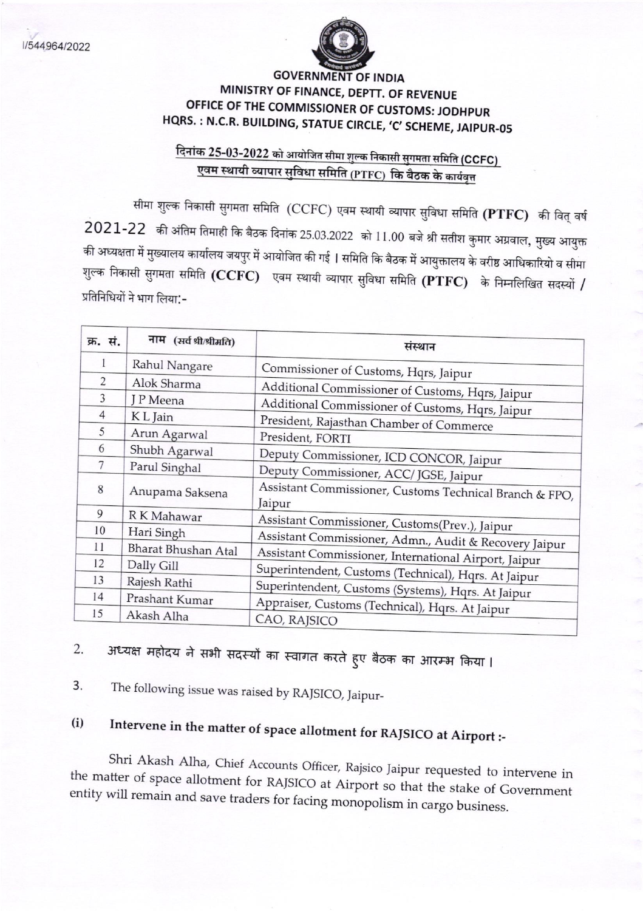I/544964/2022

**GOVERNMENT OF INDIA**
**MINISTRY OF FINANCE, DEPTT. OF REVENUE**
**OFFICE OF THE COMMISSIONER OF CUSTOMS: JODHPUR**
**HQRS. : N.C.R. BUILDING, STATUE CIRCLE, 'C' SCHEME, JAIPUR-05**

**दिनांक 25-03-2022 को आयोजित सीमा शुल्क निकासी सुगमता समिति (CCFC) एवम स्थायी व्यापार सुविधा समिति (PTFC) कि बैठक के कार्यवृत्त**

सीमा शुल्क निकासी सुगमता समिति (CCFC) एवम स्थायी व्यापार सुविधा समिति (**PTFC**) की वित् वर्ष 2021-22 की अंतिम तिमाही कि बैठक दिनांक 25.03.2022 को 11.00 बजे श्री सतीश कुमार अग्रवाल, मुख्य आयुक्त की अध्यक्षता में मुख्यालय कार्यालय जयपुर में आयोजित की गई । समिति कि बैठक में आयुक्तालय के वरीष्ठ आधिकारियो व सीमा शुल्क निकासी सुगमता समिति (**CCFC**) एवम स्थायी व्यापार सुविधा समिति (**PTFC**) के निम्नलिखित सदस्यों / प्रतिनिधियों ने भाग लिया:-

| क्र. सं. | नाम (सर्व श्री/श्रीमति) | संस्थान |
|---|---|---|
| 1 | Rahul Nangare | Commissioner of Customs, Hqrs, Jaipur |
| 2 | Alok Sharma | Additional Commissioner of Customs, Hqrs, Jaipur |
| 3 | J P Meena | Additional Commissioner of Customs, Hqrs, Jaipur |
| 4 | K L Jain | President, Rajasthan Chamber of Commerce |
| 5 | Arun Agarwal | President, FORTI |
| 6 | Shubh Agarwal | Deputy Commissioner, ICD CONCOR, Jaipur |
| 7 | Parul Singhal | Deputy Commissioner, ACC/ JGSE, Jaipur |
| 8 | Anupama Saksena | Assistant Commissioner, Customs Technical Branch & FPO, Jaipur |
| 9 | R K Mahawar | Assistant Commissioner, Customs(Prev.), Jaipur |
| 10 | Hari Singh | Assistant Commissioner, Admn., Audit & Recovery Jaipur |
| 11 | Bharat Bhushan Atal | Assistant Commissioner, International Airport, Jaipur |
| 12 | Dally Gill | Superintendent, Customs (Technical), Hqrs. At Jaipur |
| 13 | Rajesh Rathi | Superintendent, Customs (Systems), Hqrs. At Jaipur |
| 14 | Prashant Kumar | Appraiser, Customs (Technical), Hqrs. At Jaipur |
| 15 | Akash Alha | CAO, RAJSICO |

2. अध्यक्ष महोदय ने सभी सदस्यों का स्वागत करते हुए बैठक का आरम्भ किया ।

3. The following issue was raised by RAJSICO, Jaipur-

**(i) Intervene in the matter of space allotment for RAJSICO at Airport :-**

Shri Akash Alha, Chief Accounts Officer, Rajsico Jaipur requested to intervene in the matter of space allotment for RAJSICO at Airport so that the stake of Government entity will remain and save traders for facing monopolism in cargo business.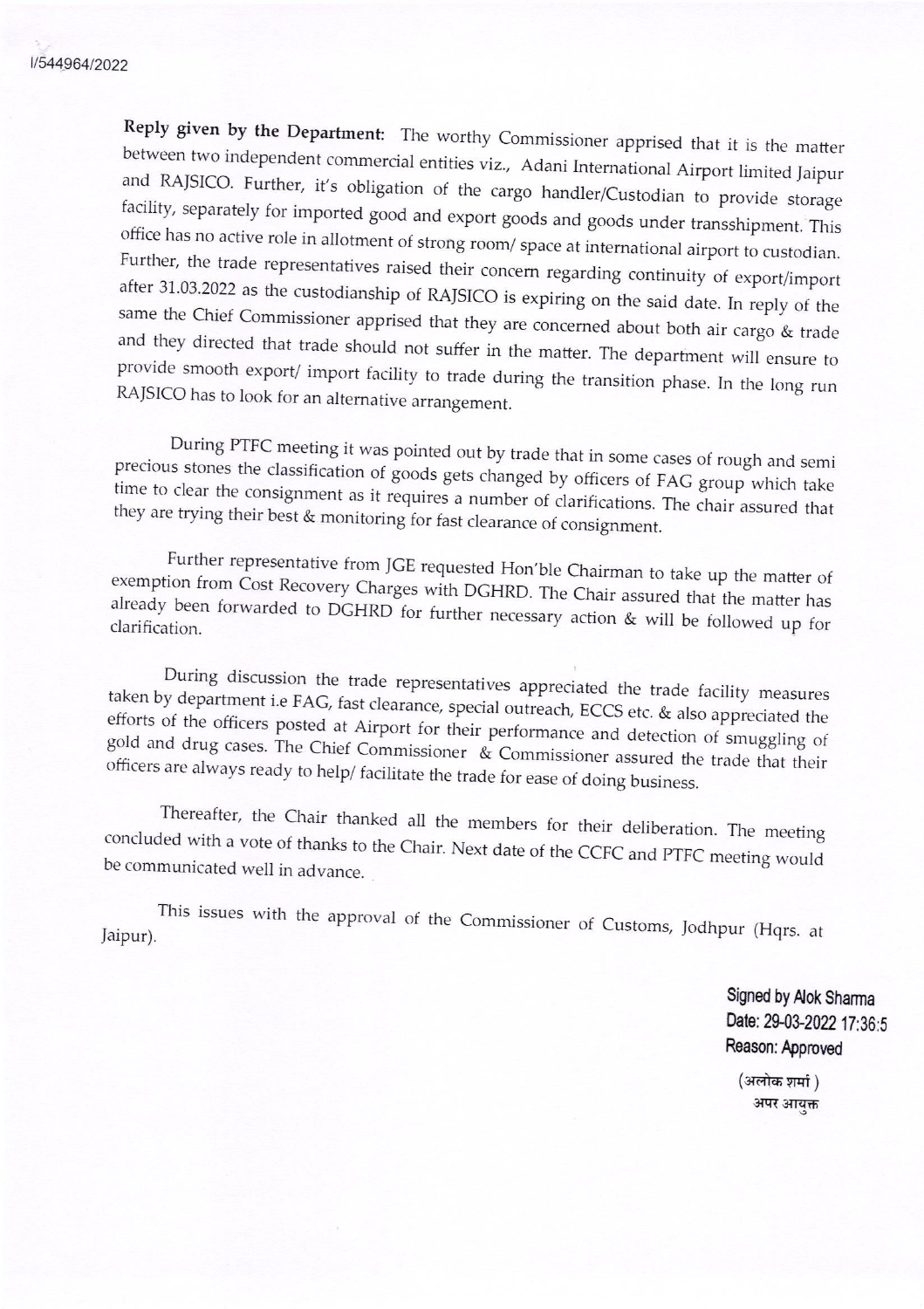**Reply given by the Department:** The worthy Commissioner apprised that it is the matter between two independent commercial entities viz., Adani International Airport limited Jaipur and RAJSICO. Further, it's obligation of the cargo handler/Custodian to provide storage facility, separately for imported good and export goods and goods under transshipment. This office has no active role in allotment of strong room/ space at international airport to custodian. Further, the trade representatives raised their concern regarding continuity of export/import after 31.03.2022 as the custodianship of RAJSICO is expiring on the said date. In reply of the same the Chief Commissioner apprised that they are concerned about both air cargo & trade and they directed that trade should not suffer in the matter. The department will ensure to provide smooth export/ import facility to trade during the transition phase. In the long run RAJSICO has to look for an alternative arrangement.

During PTFC meeting it was pointed out by trade that in some cases of rough and semi precious stones the classification of goods gets changed by officers of FAG group which take time to clear the consignment as it requires a number of clarifications. The chair assured that they are trying their best & monitoring for fast clearance of consignment.

Further representative from JGE requested Hon'ble Chairman to take up the matter of exemption from Cost Recovery Charges with DGHRD. The Chair assured that the matter has already been forwarded to DGHRD for further necessary action & will be followed up for clarification.

During discussion the trade representatives appreciated the trade facility measures taken by department i.e FAG, fast clearance, special outreach, ECCS etc. & also appreciated the efforts of the officers posted at Airport for their performance and detection of smuggling of gold and drug cases. The Chief Commissioner & Commissioner assured the trade that their officers are always ready to help/ facilitate the trade for ease of doing business.

Thereafter, the Chair thanked all the members for their deliberation. The meeting concluded with a vote of thanks to the Chair. Next date of the CCFC and PTFC meeting would be communicated well in advance.

This issues with the approval of the Commissioner of Customs, Jodhpur (Hqrs. at Jaipur).

Signed by Alok Sharma
Date: 29-03-2022 17:36:5
Reason: Approved

(अलोक शर्मा)
अपर आयुक्त